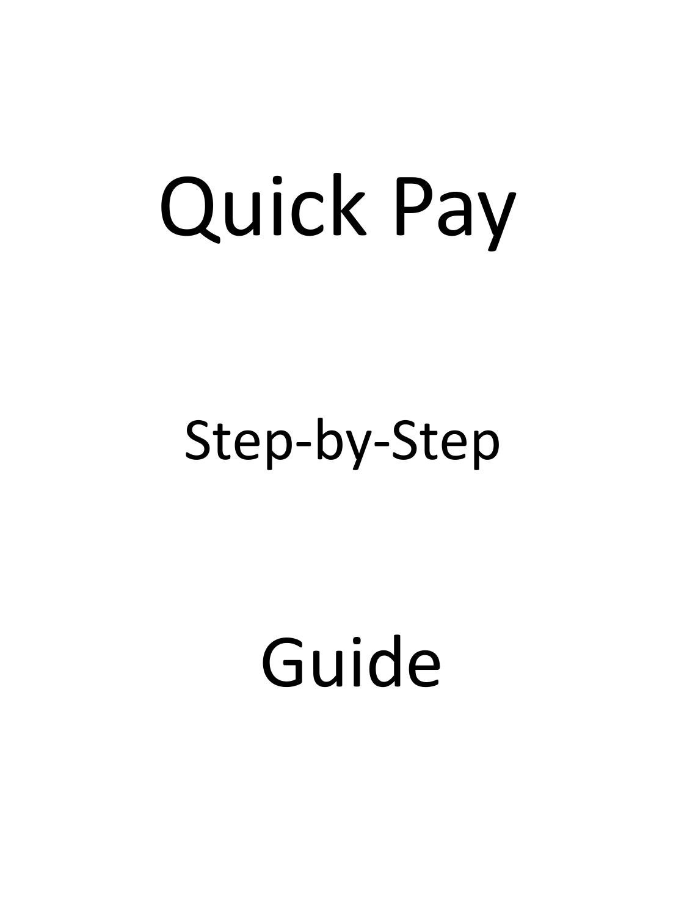# Quick Pay

## Step-by-Step

# Guide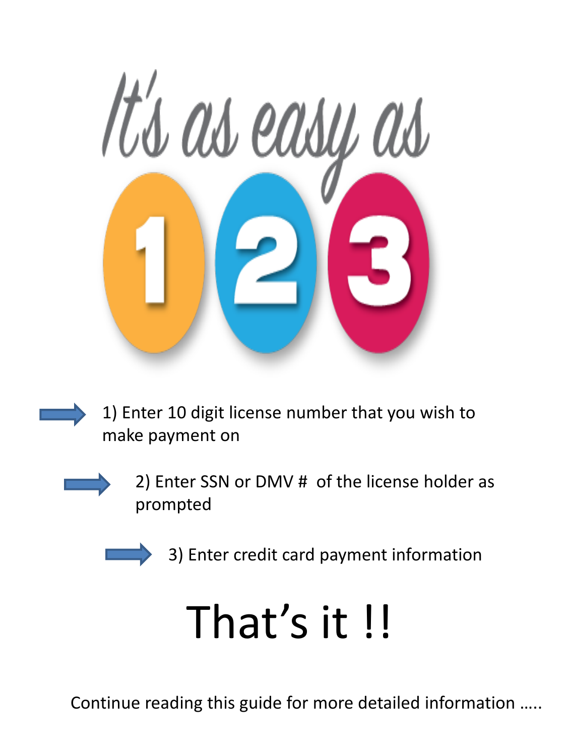# It's as easy as 1 2 3

1) Enter 10 digit license number that you wish to make payment on

2) Enter SSN or DMV # of the license holder as prompted

3) Enter credit card payment information

# That's it !!

Continue reading this guide for more detailed information …..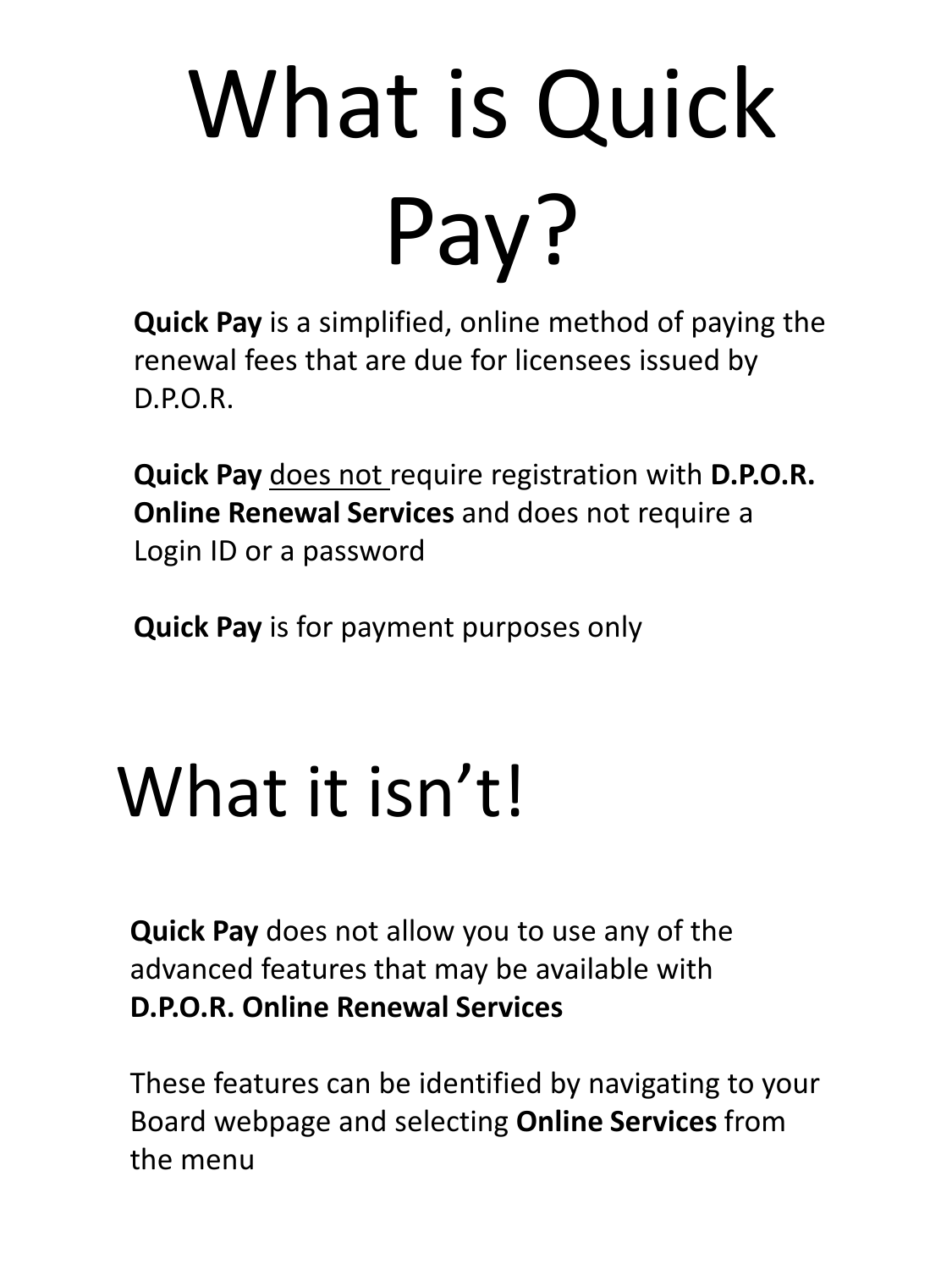# What is Quick Pay?

**Quick Pay** is a simplified, online method of paying the renewal fees that are due for licensees issued by D.P.O.R.

**Quick Pay** <u>does not</u> require registration with **D.P.O.R. Online Renewal Services** and does not require a Login ID or a password

**Quick Pay** is for payment purposes only

# What it isn't!

**Quick Pay** does not allow you to use any of the advanced features that may be available with **D.P.O.R. Online Renewal Services**

These features can be identified by navigating to your Board webpage and selecting **Online Services** from the menu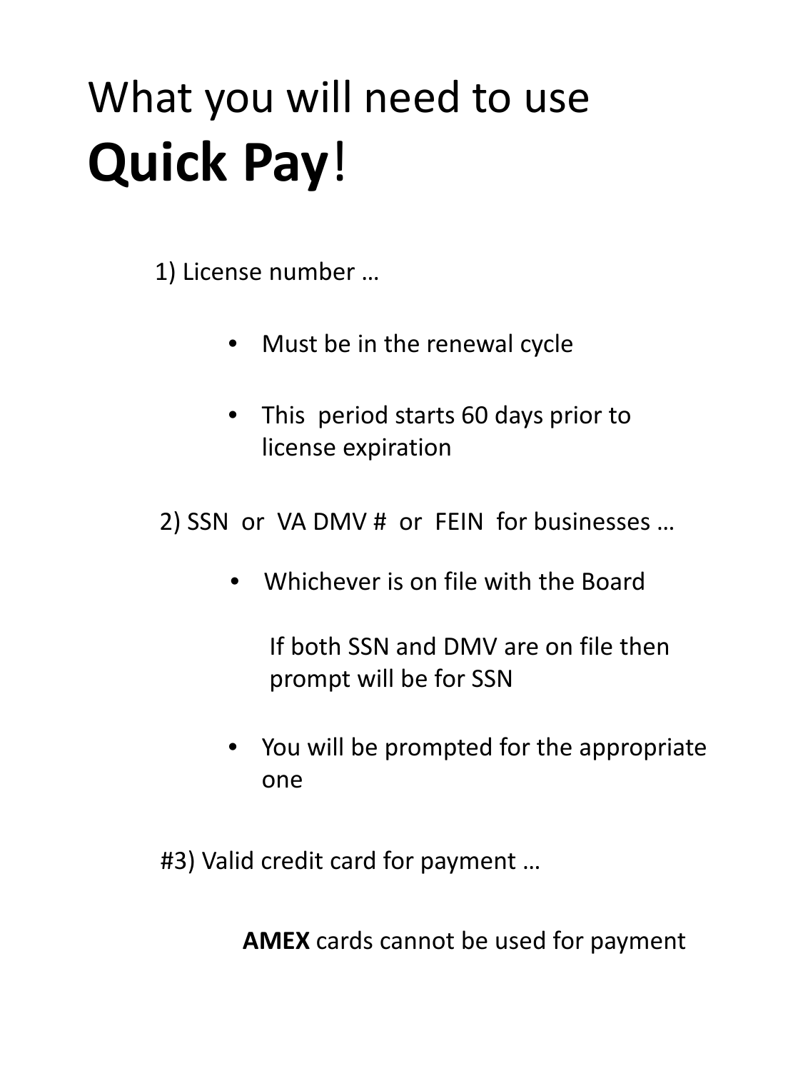# What you will need to use **Quick Pay**!

1) License number …

- Must be in the renewal cycle
- This period starts 60 days prior to license expiration

2) SSN or VA DMV # or FEIN for businesses …

- Whichever is on file with the Board

  If both SSN and DMV are on file then prompt will be for SSN

- You will be prompted for the appropriate one

#3) Valid credit card for payment …

**AMEX** cards cannot be used for payment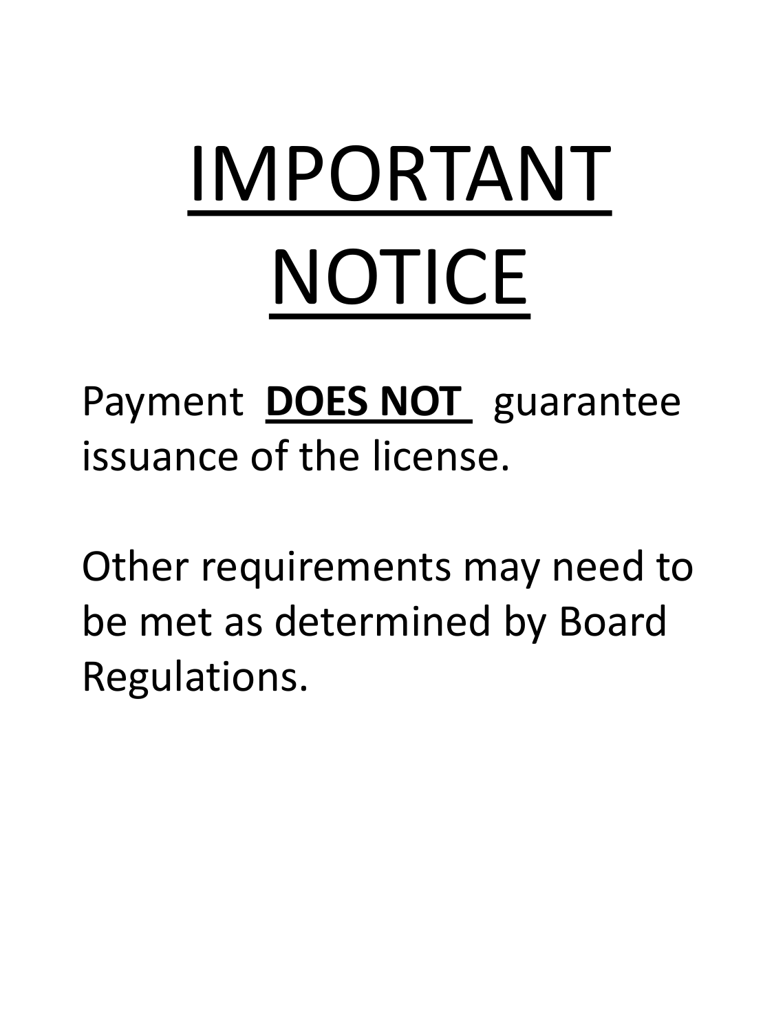# IMPORTANT NOTICE

Payment **DOES NOT** guarantee issuance of the license.

Other requirements may need to be met as determined by Board Regulations.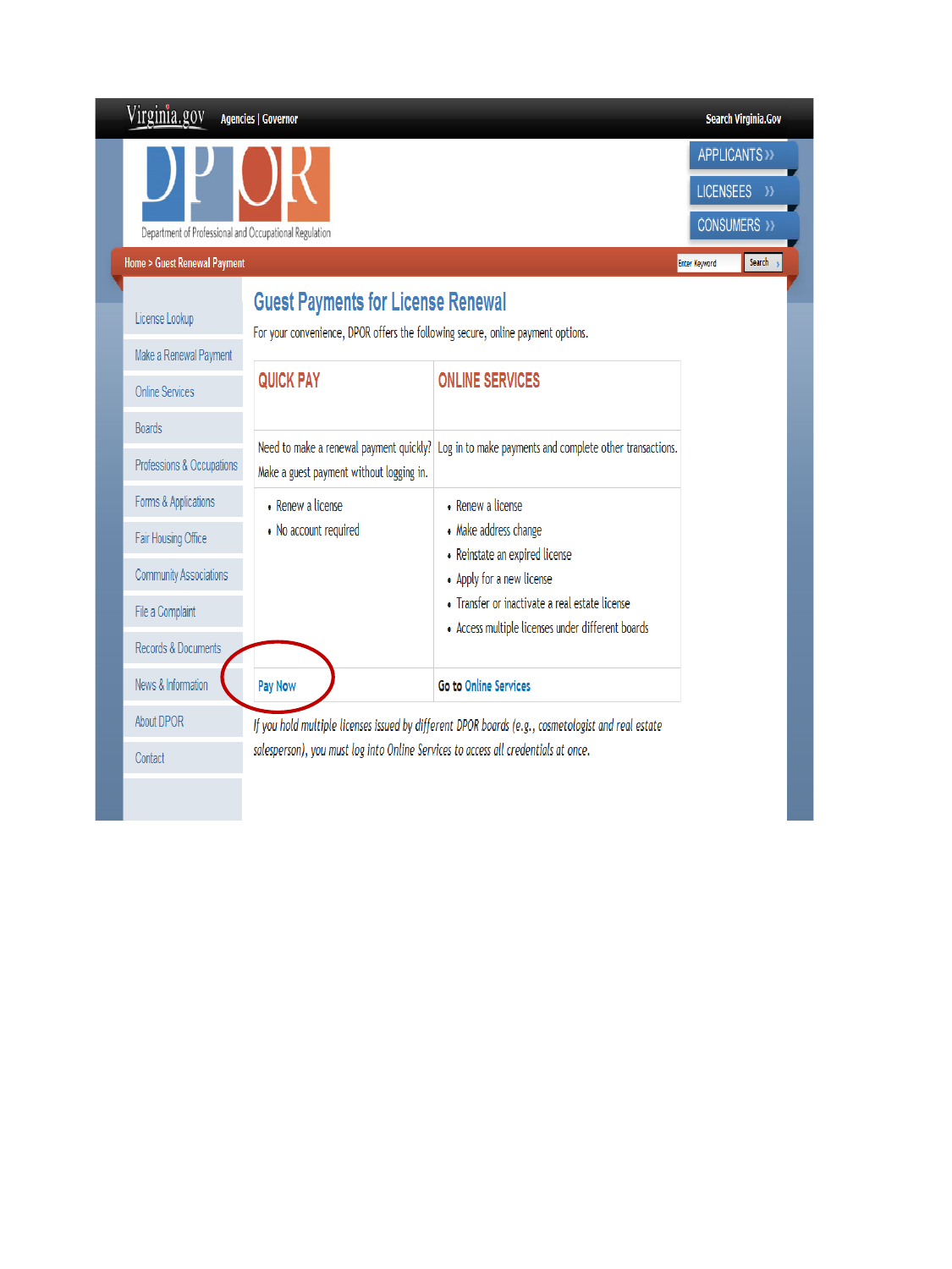Virginia.gov Agencies | Governor Search Virginia.Gov

DPOR Department of Professional and Occupational Regulation

APPLICANTS »
LICENSEES »
CONSUMERS »

Home > Guest Renewal Payment

- License Lookup
- Make a Renewal Payment
- Online Services
- Boards
- Professions & Occupations
- Forms & Applications
- Fair Housing Office
- Community Associations
- File a Complaint
- Records & Documents
- News & Information
- About DPOR
- Contact

# Guest Payments for License Renewal

For your convenience, DPOR offers the following secure, online payment options.

| QUICK PAY | ONLINE SERVICES |
|---|---|
| Need to make a renewal payment quickly? Make a guest payment without logging in. | Log in to make payments and complete other transactions. |
| • Renew a license<br>• No account required | • Renew a license<br>• Make address change<br>• Reinstate an expired license<br>• Apply for a new license<br>• Transfer or inactivate a real estate license<br>• Access multiple licenses under different boards |
| Pay Now | Go to Online Services |

*If you hold multiple licenses issued by different DPOR boards (e.g., cosmetologist and real estate salesperson), you must log into Online Services to access all credentials at once.*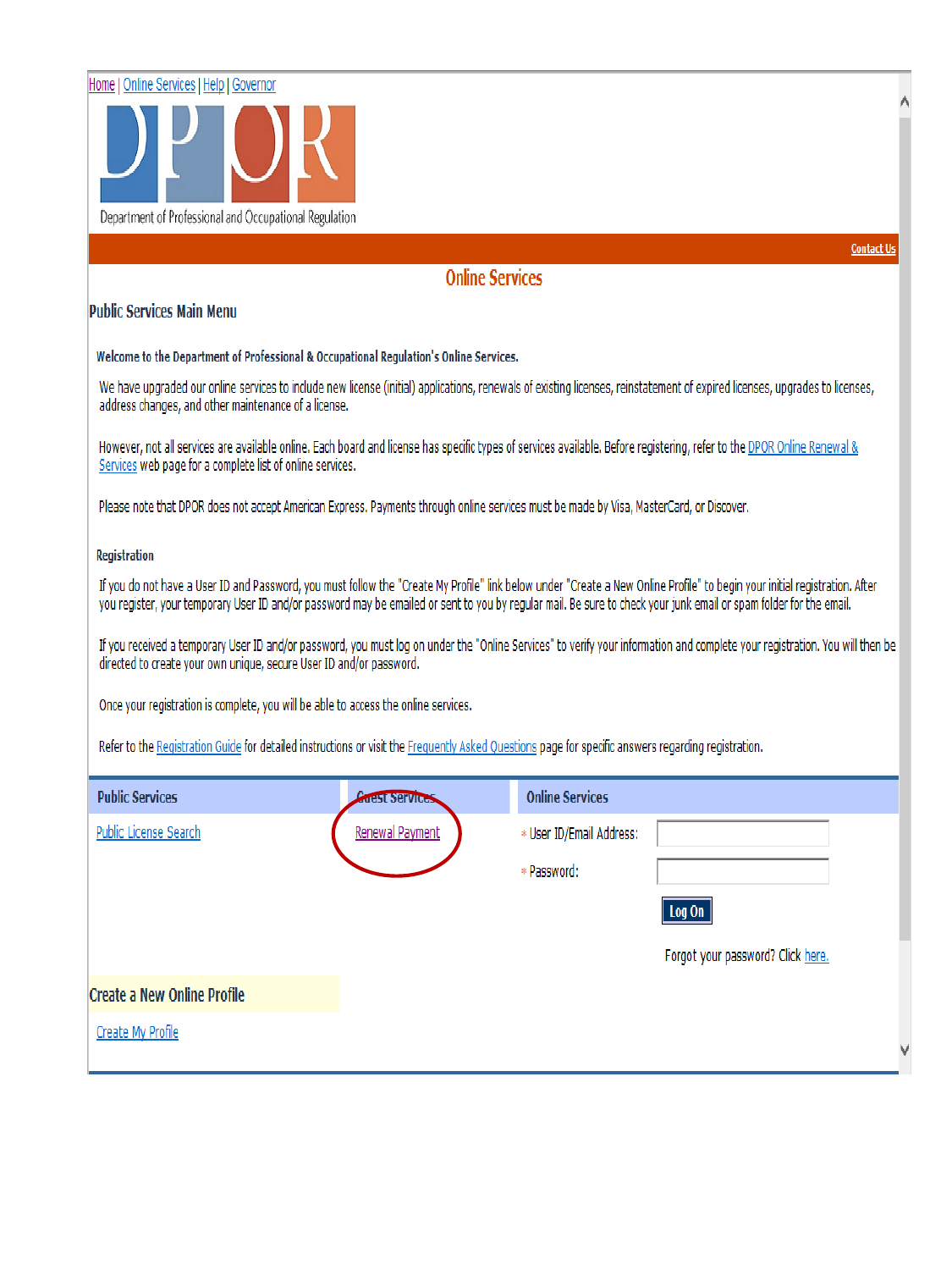Home | Online Services | Help | Governor

DPOR

Department of Professional and Occupational Regulation

Contact Us

## Online Services

### Public Services Main Menu

**Welcome to the Department of Professional & Occupational Regulation's Online Services.**

We have upgraded our online services to include new license (initial) applications, renewals of existing licenses, reinstatement of expired licenses, upgrades to licenses, address changes, and other maintenance of a license.

However, not all services are available online. Each board and license has specific types of services available. Before registering, refer to the DPOR Online Renewal & Services web page for a complete list of online services.

Please note that DPOR does not accept American Express. Payments through online services must be made by Visa, MasterCard, or Discover.

**Registration**

If you do not have a User ID and Password, you must follow the "Create My Profile" link below under "Create a New Online Profile" to begin your initial registration. After you register, your temporary User ID and/or password may be emailed or sent to you by regular mail. Be sure to check your junk email or spam folder for the email.

If you received a temporary User ID and/or password, you must log on under the "Online Services" to verify your information and complete your registration. You will then be directed to create your own unique, secure User ID and/or password.

Once your registration is complete, you will be able to access the online services.

Refer to the Registration Guide for detailed instructions or visit the Frequently Asked Questions page for specific answers regarding registration.

| Public Services | Guest Services | Online Services |
|---|---|---|
| Public License Search | Renewal Payment | * User ID/Email Address: |
| | | * Password: |
| | | Log On |
| | | Forgot your password? Click here. |

### Create a New Online Profile

Create My Profile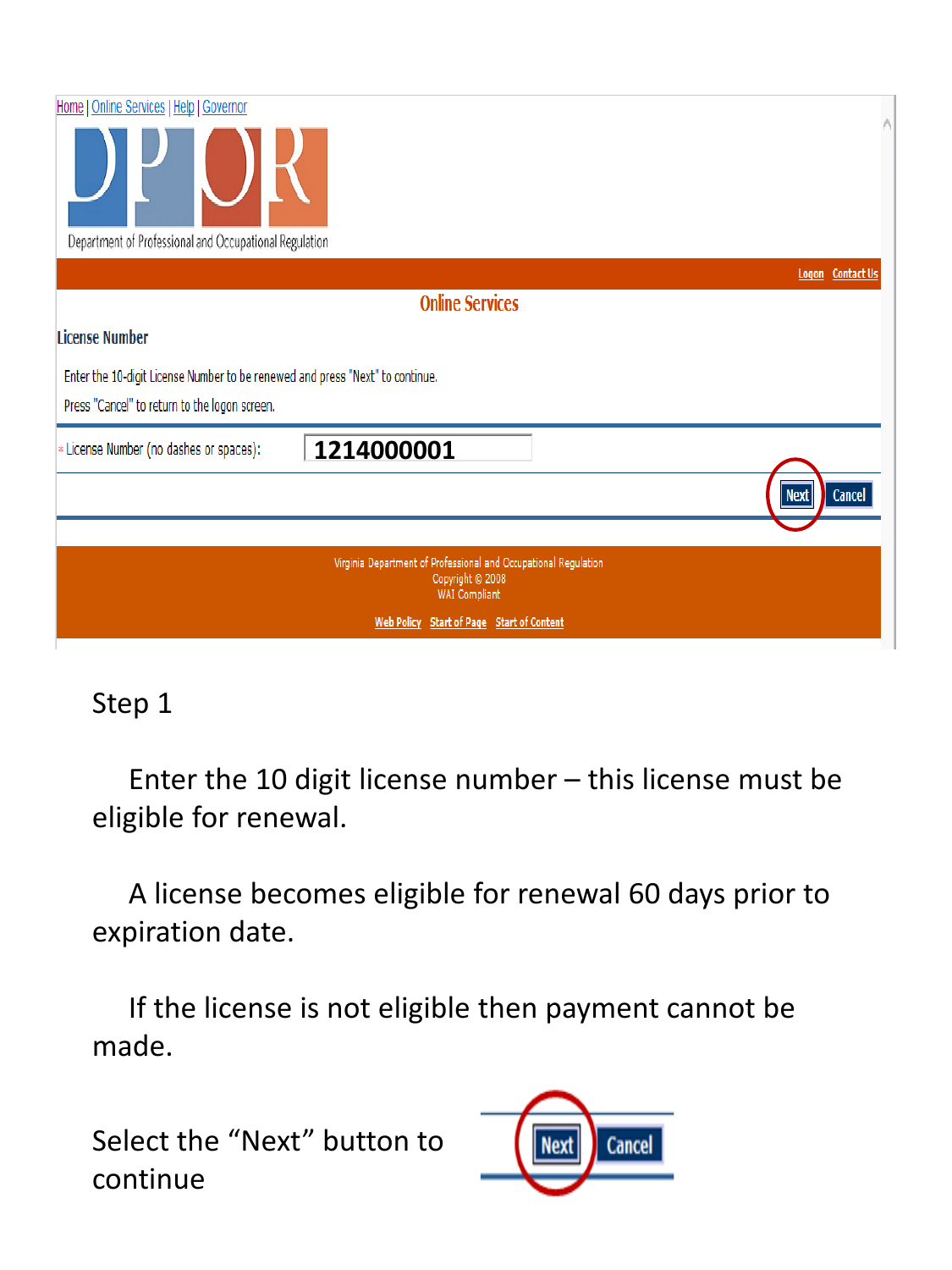Home | Online Services | Help | Governor

DPOR

Department of Professional and Occupational Regulation

Logon Contact Us

## Online Services

**License Number**

Enter the 10-digit License Number to be renewed and press "Next" to continue.

Press "Cancel" to return to the logon screen.

* License Number (no dashes or spaces): 1214000001

Next Cancel

Virginia Department of Professional and Occupational Regulation
Copyright © 2008
WAI Compliant

Web Policy Start of Page Start of Content

Step 1

Enter the 10 digit license number – this license must be eligible for renewal.

A license becomes eligible for renewal 60 days prior to expiration date.

If the license is not eligible then payment cannot be made.

Select the "Next" button to continue

Next Cancel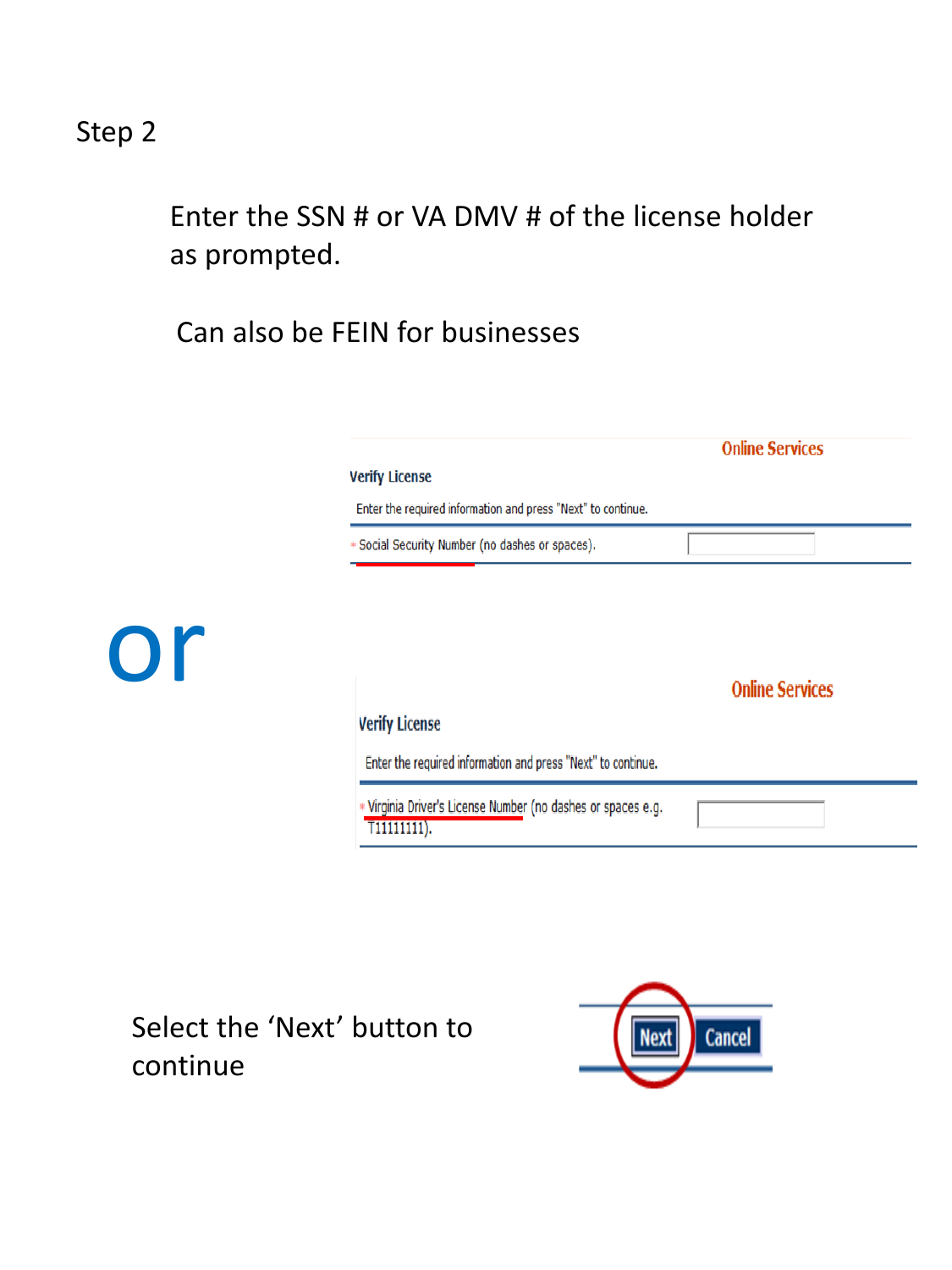Step 2

Enter the SSN # or VA DMV # of the license holder as prompted.

Can also be FEIN for businesses

Online Services

Verify License

Enter the required information and press "Next" to continue.

* Social Security Number (no dashes or spaces).

or

Online Services

Verify License

Enter the required information and press "Next" to continue.

* Virginia Driver's License Number (no dashes or spaces e.g. T11111111).

Select the 'Next' button to continue

Next Cancel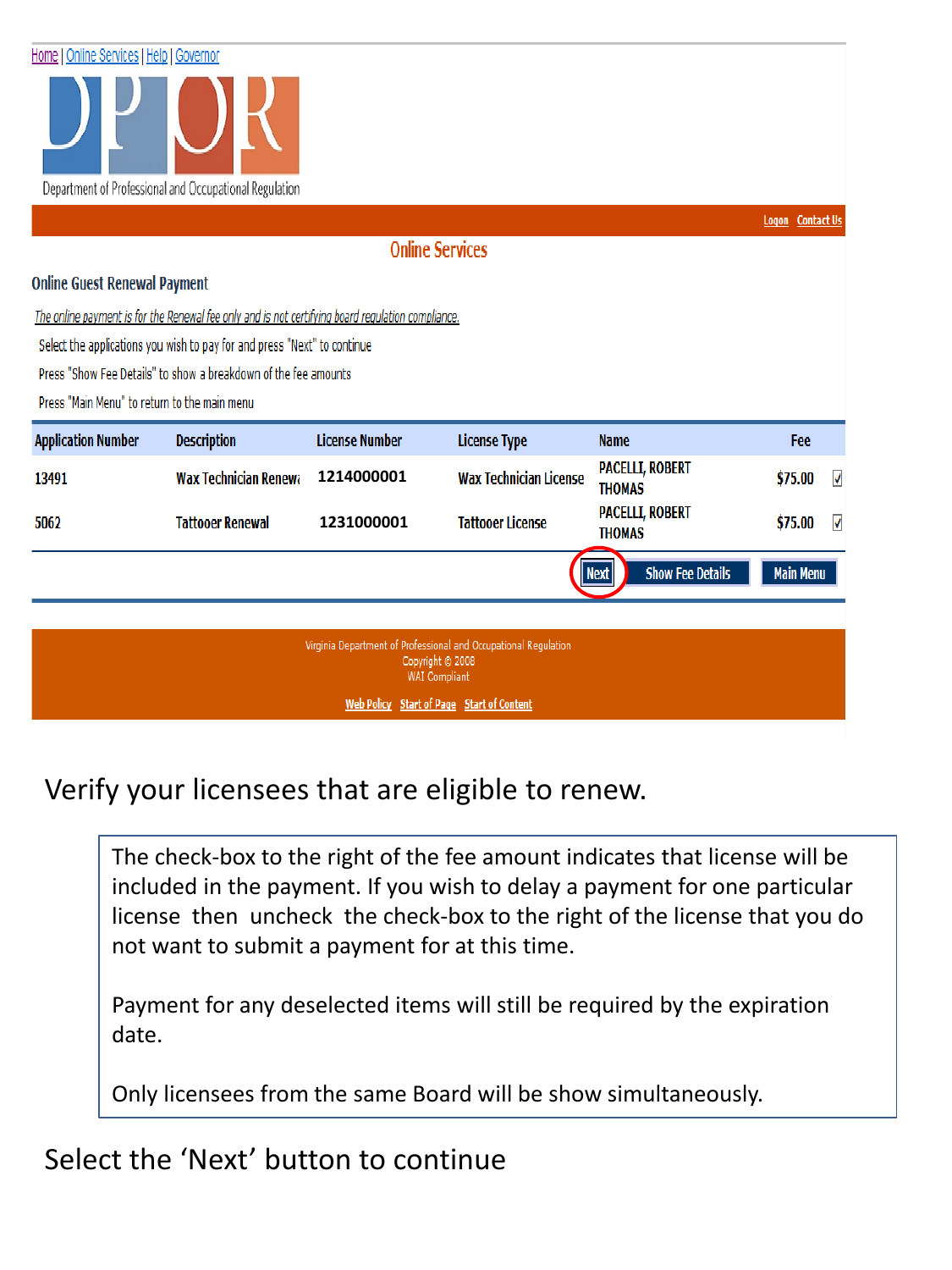Home | Online Services | Help | Governor

DPOR

Department of Professional and Occupational Regulation

Logon Contact Us

## Online Services

### Online Guest Renewal Payment

*The online payment is for the Renewal fee only and is not certifying board regulation compliance.*

Select the applications you wish to pay for and press "Next" to continue

Press "Show Fee Details" to show a breakdown of the fee amounts

Press "Main Menu" to return to the main menu

| Application Number | Description | License Number | License Type | Name | Fee | |
|---|---|---|---|---|---|---|
| 13491 | Wax Technician Renewa | 1214000001 | Wax Technician License | PACELLI, ROBERT THOMAS | $75.00 | ☑ |
| 5062 | Tattooer Renewal | 1231000001 | Tattooer License | PACELLI, ROBERT THOMAS | $75.00 | ☑ |

Next | Show Fee Details | Main Menu

Virginia Department of Professional and Occupational Regulation
Copyright © 2008
WAI Compliant

Web Policy Start of Page Start of Content

Verify your licensees that are eligible to renew.

> The check-box to the right of the fee amount indicates that license will be included in the payment. If you wish to delay a payment for one particular license then uncheck the check-box to the right of the license that you do not want to submit a payment for at this time.
>
> Payment for any deselected items will still be required by the expiration date.
>
> Only licensees from the same Board will be show simultaneously.

Select the 'Next' button to continue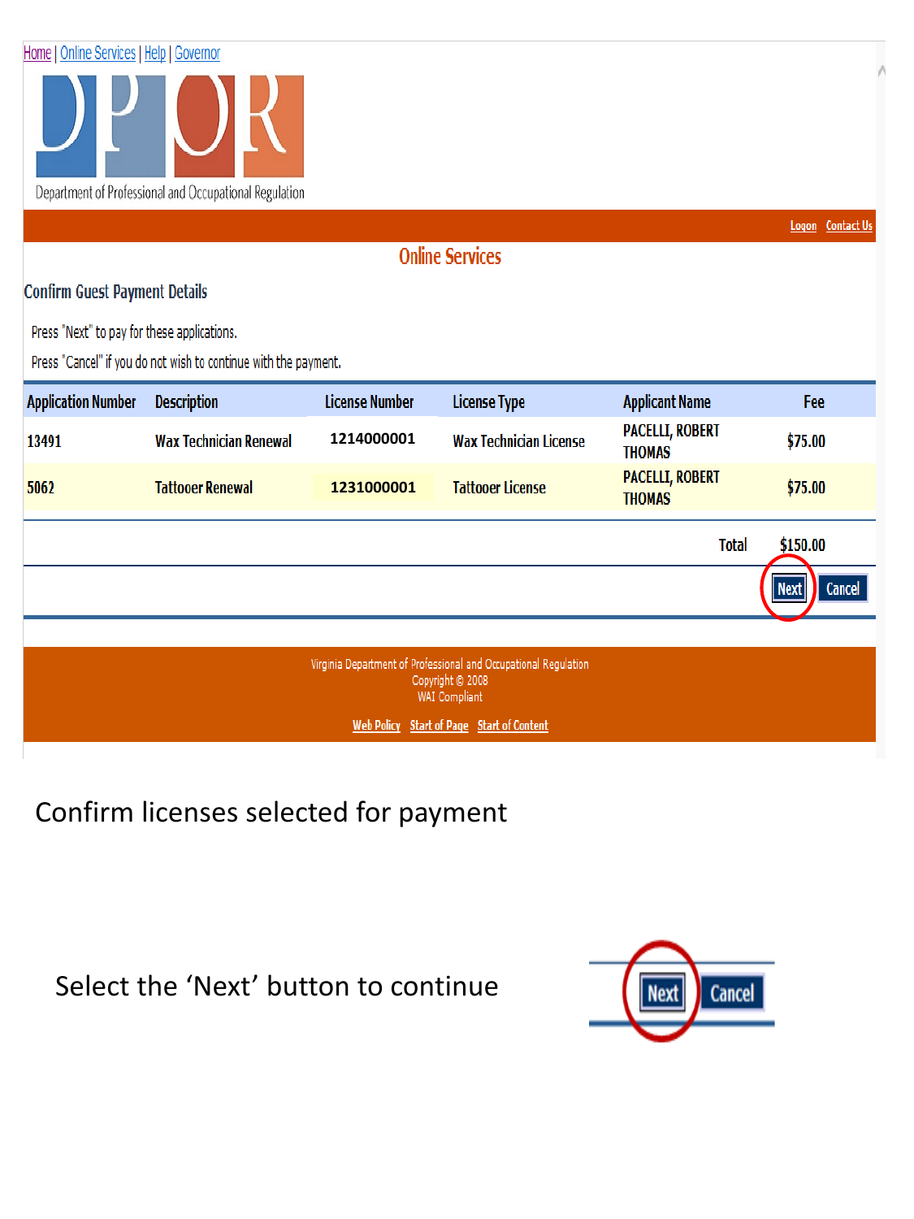Home | Online Services | Help | Governor

DPOR

Department of Professional and Occupational Regulation

Logon Contact Us

## Online Services

### Confirm Guest Payment Details

Press "Next" to pay for these applications.

Press "Cancel" if you do not wish to continue with the payment.

| Application Number | Description | License Number | License Type | Applicant Name | Fee |
|---|---|---|---|---|---|
| 13491 | Wax Technician Renewal | 1214000001 | Wax Technician License | PACELLI, ROBERT THOMAS | $75.00 |
| 5062 | Tattooer Renewal | 1231000001 | Tattooer License | PACELLI, ROBERT THOMAS | $75.00 |
| | | | | Total | $150.00 |

Next Cancel

Virginia Department of Professional and Occupational Regulation
Copyright © 2008
WAI Compliant

Web Policy Start of Page Start of Content

Confirm licenses selected for payment

Select the 'Next' button to continue

Next Cancel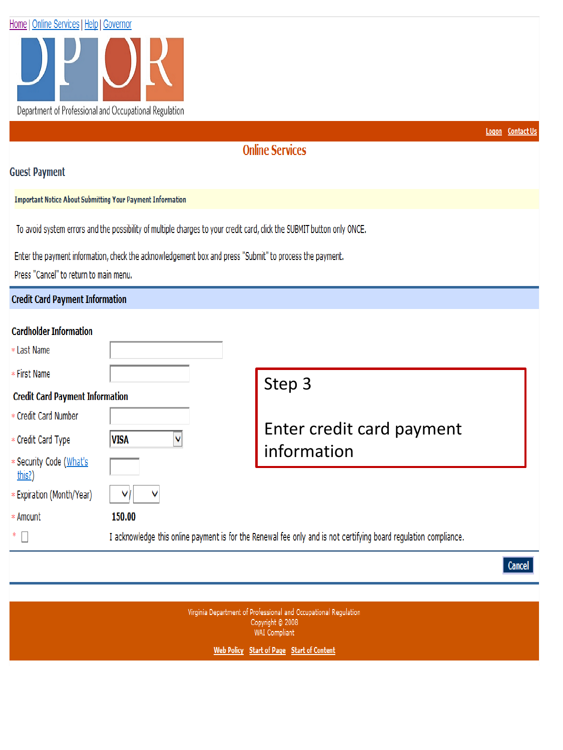Home | Online Services | Help | Governor

DPOR

Department of Professional and Occupational Regulation

Logon Contact Us

## Online Services

### Guest Payment

**Important Notice About Submitting Your Payment Information**

To avoid system errors and the possibility of multiple charges to your credit card, click the SUBMIT button only ONCE.

Enter the payment information, check the acknowledgement box and press "Submit" to process the payment.

Press "Cancel" to return to main menu.

### Credit Card Payment Information

**Cardholder Information**

* Last Name
* First Name

**Credit Card Payment Information**

* Credit Card Number
* Credit Card Type: VISA
* Security Code (What's this?)
* Expiration (Month/Year)
* Amount: 150.00
* ☐ I acknowledge this online payment is for the Renewal fee only and is not certifying board regulation compliance.

Cancel

**Step 3**

**Enter credit card payment information**

Virginia Department of Professional and Occupational Regulation
Copyright © 2008
WAI Compliant

Web Policy Start of Page Start of Content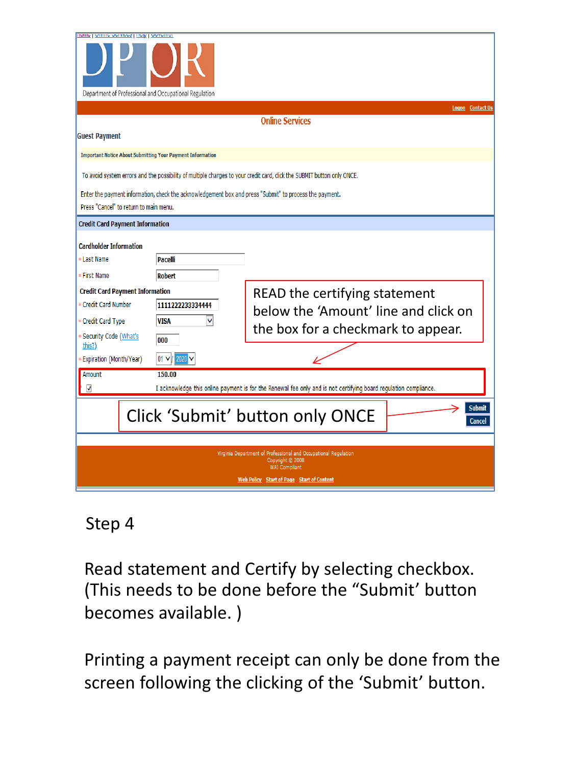Home | Online Services | Help | Governor

DPOR

Department of Professional and Occupational Regulation

Logon Contact Us

Online Services

**Guest Payment**

**Important Notice About Submitting Your Payment Information**

To avoid system errors and the possibility of multiple charges to your credit card, click the SUBMIT button only ONCE.

Enter the payment information, check the acknowledgement box and press "Submit" to process the payment.

Press "Cancel" to return to main menu.

**Credit Card Payment Information**

**Cardholder Information**

| | |
|---|---|
| * Last Name | Pacelli |
| * First Name | Robert |

**Credit Card Payment Information**

| | |
|---|---|
| * Credit Card Number | 1111222233334444 |
| * Credit Card Type | VISA |
| * Security Code (What's this?) | 000 |
| * Expiration (Month/Year) | 01 / 2020 |
| Amount | 150.00 |

☑ I acknowledge this online payment is for the Renewal fee only and is not certifying board regulation compliance.

READ the certifying statement below the 'Amount' line and click on the box for a checkmark to appear.

Click 'Submit' button only ONCE

Submit

Cancel

Virginia Department of Professional and Occupational Regulation
Copyright © 2008
WAI Compliant

Web Policy Start of Page Start of Content

Step 4

Read statement and Certify by selecting checkbox. (This needs to be done before the "Submit' button becomes available. )

Printing a payment receipt can only be done from the screen following the clicking of the 'Submit' button.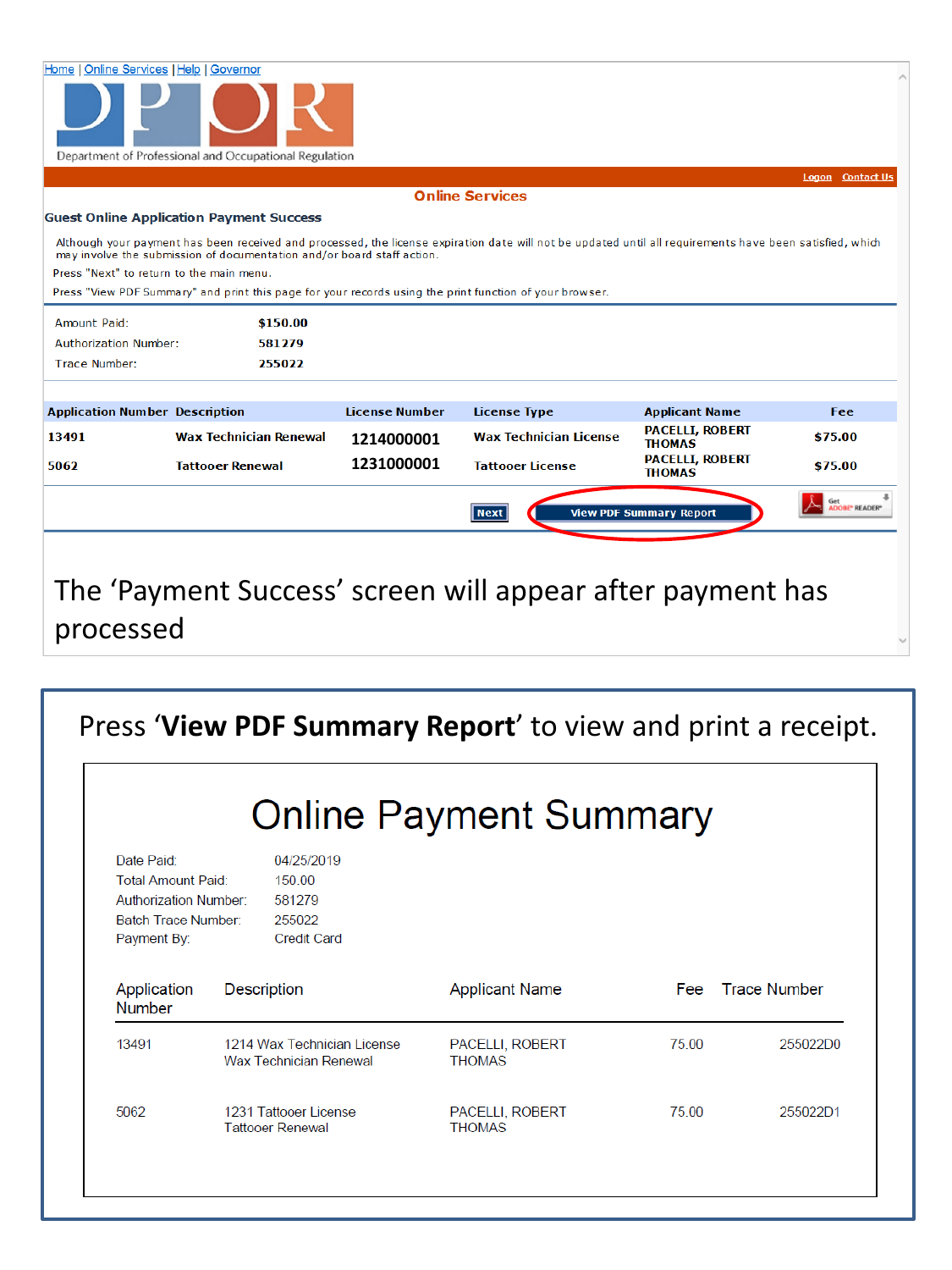Home | Online Services | Help | Governor

DPOR

Department of Professional and Occupational Regulation

Logon Contact Us

**Online Services**

**Guest Online Application Payment Success**

Although your payment has been received and processed, the license expiration date will not be updated until all requirements have been satisfied, which may involve the submission of documentation and/or board staff action.

Press "Next" to return to the main menu.

Press "View PDF Summary" and print this page for your records using the print function of your browser.

| | |
|---|---|
| Amount Paid: | **$150.00** |
| Authorization Number: | **581279** |
| Trace Number: | **255022** |

| Application Number | Description | License Number | License Type | Applicant Name | Fee |
|---|---|---|---|---|---|
| 13491 | Wax Technician Renewal | 1214000001 | Wax Technician License | PACELLI, ROBERT THOMAS | $75.00 |
| 5062 | Tattooer Renewal | 1231000001 | Tattooer License | PACELLI, ROBERT THOMAS | $75.00 |

Next | View PDF Summary Report

The 'Payment Success' screen will appear after payment has processed

Press '**View PDF Summary Report**' to view and print a receipt.

# Online Payment Summary

| | |
|---|---|
| Date Paid: | 04/25/2019 |
| Total Amount Paid: | 150.00 |
| Authorization Number: | 581279 |
| Batch Trace Number: | 255022 |
| Payment By: | Credit Card |

| Application Number | Description | Applicant Name | Fee | Trace Number |
|---|---|---|---|---|
| 13491 | 1214 Wax Technician License<br>Wax Technician Renewal | PACELLI, ROBERT THOMAS | 75.00 | 255022D0 |
| 5062 | 1231 Tattooer License<br>Tattooer Renewal | PACELLI, ROBERT THOMAS | 75.00 | 255022D1 |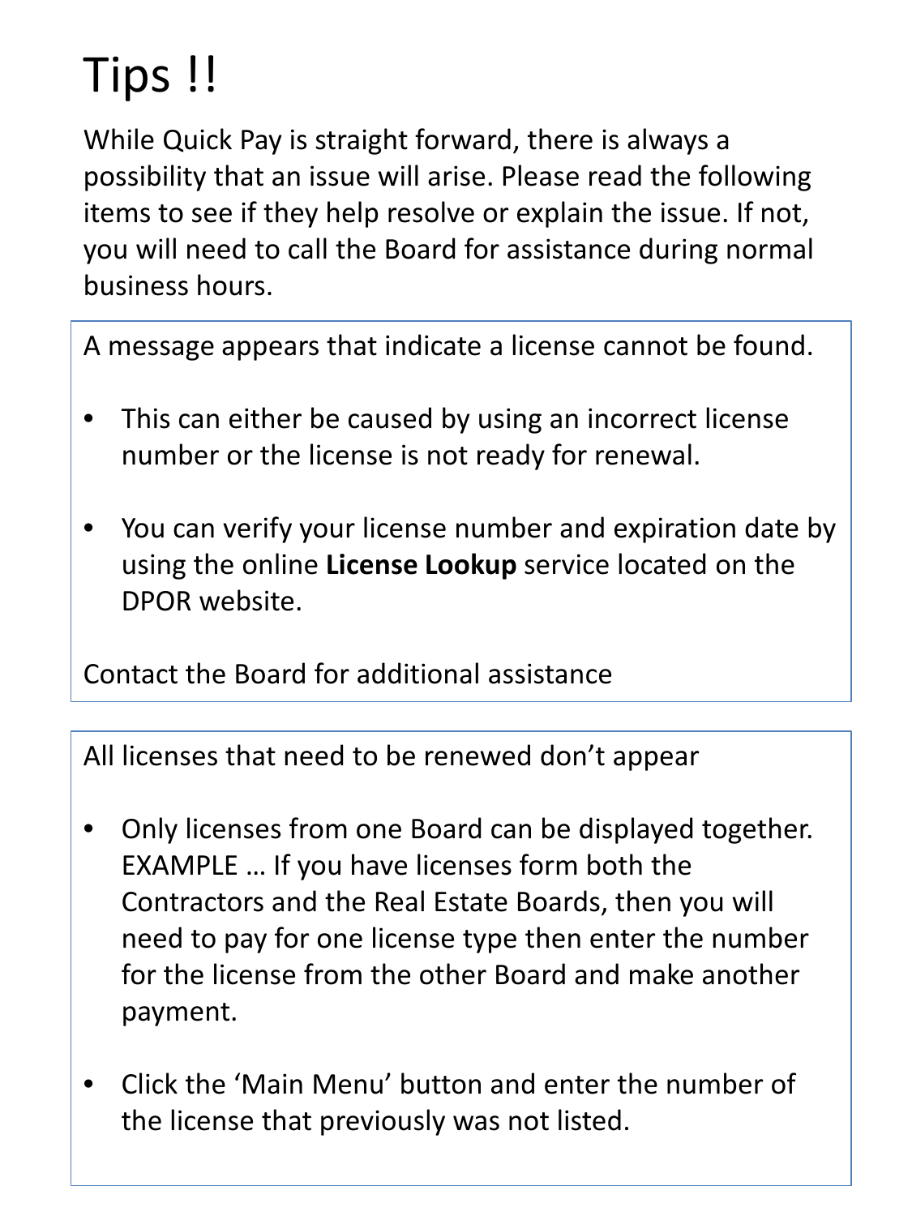# Tips !!

While Quick Pay is straight forward, there is always a possibility that an issue will arise. Please read the following items to see if they help resolve or explain the issue. If not, you will need to call the Board for assistance during normal business hours.

A message appears that indicate a license cannot be found.

- This can either be caused by using an incorrect license number or the license is not ready for renewal.
- You can verify your license number and expiration date by using the online **License Lookup** service located on the DPOR website.

Contact the Board for additional assistance

All licenses that need to be renewed don't appear

- Only licenses from one Board can be displayed together. EXAMPLE … If you have licenses form both the Contractors and the Real Estate Boards, then you will need to pay for one license type then enter the number for the license from the other Board and make another payment.
- Click the 'Main Menu' button and enter the number of the license that previously was not listed.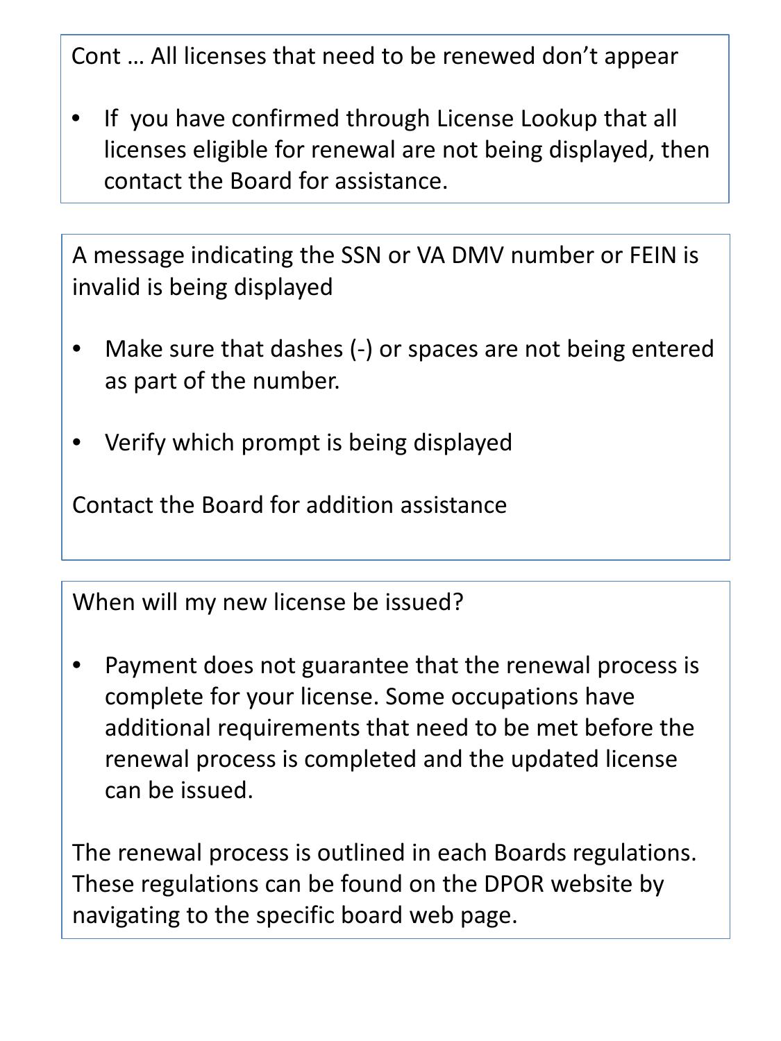Cont … All licenses that need to be renewed don't appear

- If you have confirmed through License Lookup that all licenses eligible for renewal are not being displayed, then contact the Board for assistance.

A message indicating the SSN or VA DMV number or FEIN is invalid is being displayed

- Make sure that dashes (-) or spaces are not being entered as part of the number.
- Verify which prompt is being displayed

Contact the Board for addition assistance

When will my new license be issued?

- Payment does not guarantee that the renewal process is complete for your license. Some occupations have additional requirements that need to be met before the renewal process is completed and the updated license can be issued.

The renewal process is outlined in each Boards regulations. These regulations can be found on the DPOR website by navigating to the specific board web page.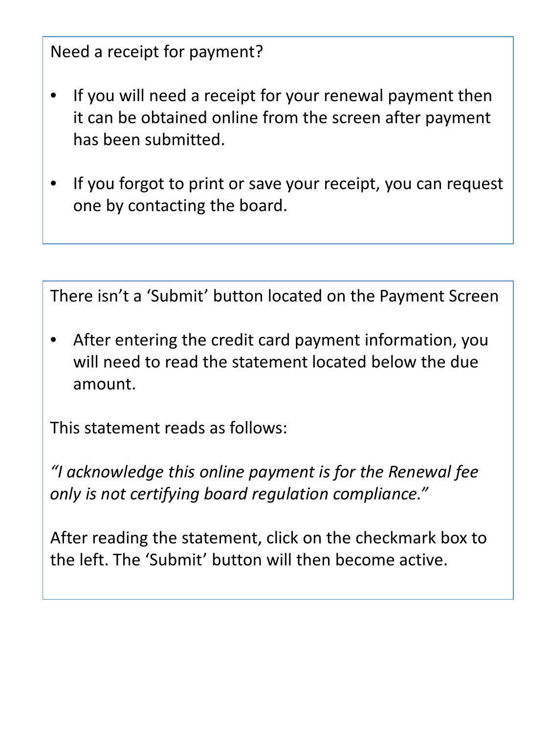Need a receipt for payment?

- If you will need a receipt for your renewal payment then it can be obtained online from the screen after payment has been submitted.
- If you forgot to print or save your receipt, you can request one by contacting the board.

There isn't a 'Submit' button located on the Payment Screen

- After entering the credit card payment information, you will need to read the statement located below the due amount.

This statement reads as follows:

*"I acknowledge this online payment is for the Renewal fee only is not certifying board regulation compliance."*

After reading the statement, click on the checkmark box to the left. The 'Submit' button will then become active.